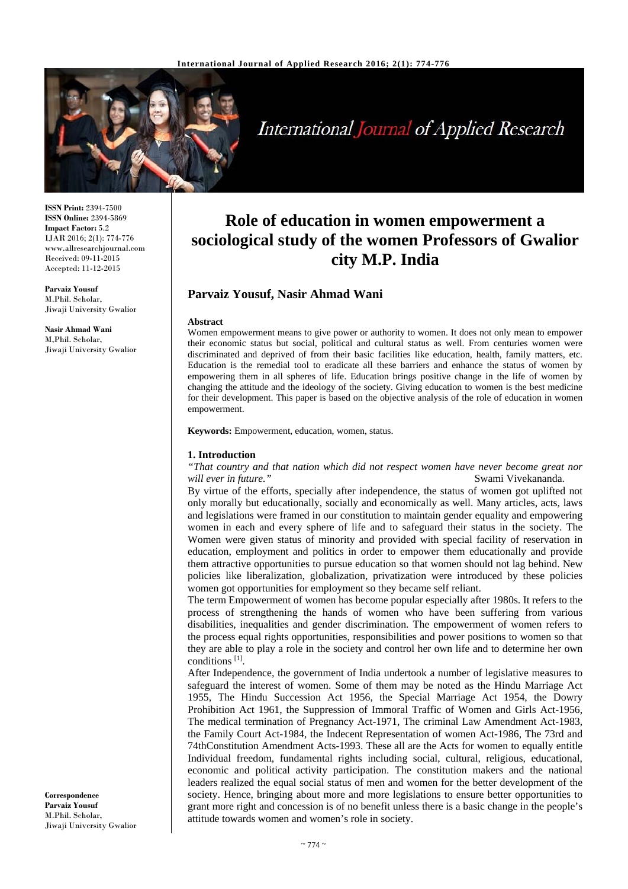ISSN Print: 2394-7500
ISSN Online: 2394-5869
Impact Factor: 5.2
IJAR 2016; 2(1): 774-776
www.allresearchjournal.com
Received: 09-11-2015
Accepted: 11-12-2015

**Parvaiz Yousuf**
M.Phil. Scholar,
Jiwaji University Gwalior

**Nasir Ahmad Wani**
M,Phil. Scholar,
Jiwaji University Gwalior

**Correspondence**
**Parvaiz Yousuf**
M.Phil. Scholar,
Jiwaji University Gwalior

# Role of education in women empowerment a sociological study of the women Professors of Gwalior city M.P. India

## Parvaiz Yousuf, Nasir Ahmad Wani

**Abstract**

Women empowerment means to give power or authority to women. It does not only mean to empower their economic status but social, political and cultural status as well. From centuries women were discriminated and deprived of from their basic facilities like education, health, family matters, etc. Education is the remedial tool to eradicate all these barriers and enhance the status of women by empowering them in all spheres of life. Education brings positive change in the life of women by changing the attitude and the ideology of the society. Giving education to women is the best medicine for their development. This paper is based on the objective analysis of the role of education in women empowerment.

**Keywords:** Empowerment, education, women, status.

### 1. Introduction

*"That country and that nation which did not respect women have never become great nor will ever in future."* Swami Vivekananda.

By virtue of the efforts, specially after independence, the status of women got uplifted not only morally but educationally, socially and economically as well. Many articles, acts, laws and legislations were framed in our constitution to maintain gender equality and empowering women in each and every sphere of life and to safeguard their status in the society. The Women were given status of minority and provided with special facility of reservation in education, employment and politics in order to empower them educationally and provide them attractive opportunities to pursue education so that women should not lag behind. New policies like liberalization, globalization, privatization were introduced by these policies women got opportunities for employment so they became self reliant.

The term Empowerment of women has become popular especially after 1980s. It refers to the process of strengthening the hands of women who have been suffering from various disabilities, inequalities and gender discrimination. The empowerment of women refers to the process equal rights opportunities, responsibilities and power positions to women so that they are able to play a role in the society and control her own life and to determine her own conditions [1].

After Independence, the government of India undertook a number of legislative measures to safeguard the interest of women. Some of them may be noted as the Hindu Marriage Act 1955, The Hindu Succession Act 1956, the Special Marriage Act 1954, the Dowry Prohibition Act 1961, the Suppression of Immoral Traffic of Women and Girls Act-1956, The medical termination of Pregnancy Act-1971, The criminal Law Amendment Act-1983, the Family Court Act-1984, the Indecent Representation of women Act-1986, The 73rd and 74thConstitution Amendment Acts-1993. These all are the Acts for women to equally entitle Individual freedom, fundamental rights including social, cultural, religious, educational, economic and political activity participation. The constitution makers and the national leaders realized the equal social status of men and women for the better development of the society. Hence, bringing about more and more legislations to ensure better opportunities to grant more right and concession is of no benefit unless there is a basic change in the people's attitude towards women and women's role in society.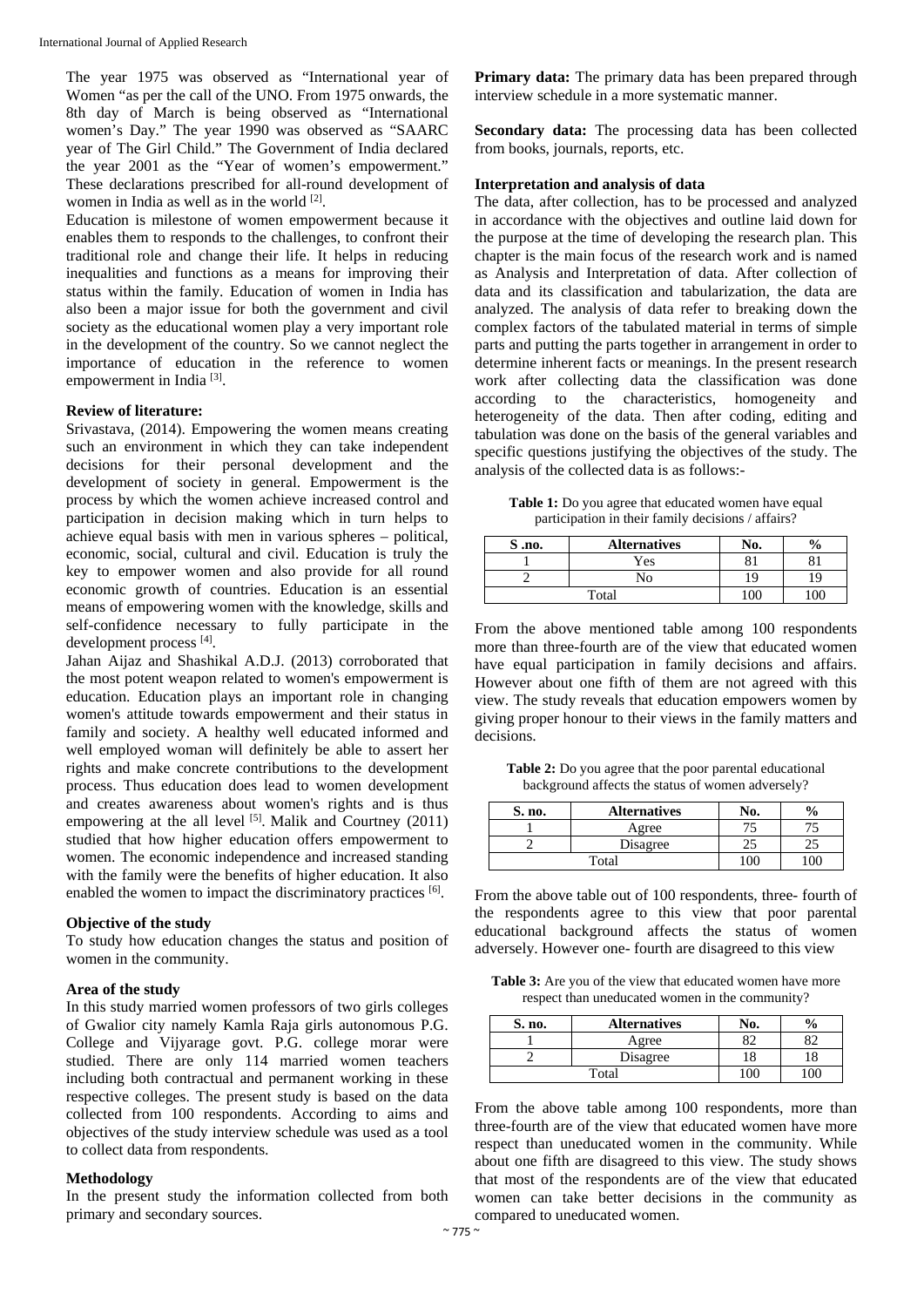The year 1975 was observed as "International year of Women "as per the call of the UNO. From 1975 onwards, the 8th day of March is being observed as "International women's Day." The year 1990 was observed as "SAARC year of The Girl Child." The Government of India declared the year 2001 as the "Year of women's empowerment." These declarations prescribed for all-round development of women in India as well as in the world [2].

Education is milestone of women empowerment because it enables them to responds to the challenges, to confront their traditional role and change their life. It helps in reducing inequalities and functions as a means for improving their status within the family. Education of women in India has also been a major issue for both the government and civil society as the educational women play a very important role in the development of the country. So we cannot neglect the importance of education in the reference to women empowerment in India [3].

### Review of literature:

Srivastava, (2014). Empowering the women means creating such an environment in which they can take independent decisions for their personal development and the development of society in general. Empowerment is the process by which the women achieve increased control and participation in decision making which in turn helps to achieve equal basis with men in various spheres – political, economic, social, cultural and civil. Education is truly the key to empower women and also provide for all round economic growth of countries. Education is an essential means of empowering women with the knowledge, skills and self-confidence necessary to fully participate in the development process [4].

Jahan Aijaz and Shashikal A.D.J. (2013) corroborated that the most potent weapon related to women's empowerment is education. Education plays an important role in changing women's attitude towards empowerment and their status in family and society. A healthy well educated informed and well employed woman will definitely be able to assert her rights and make concrete contributions to the development process. Thus education does lead to women development and creates awareness about women's rights and is thus empowering at the all level [5]. Malik and Courtney (2011) studied that how higher education offers empowerment to women. The economic independence and increased standing with the family were the benefits of higher education. It also enabled the women to impact the discriminatory practices [6].

### Objective of the study

To study how education changes the status and position of women in the community.

### Area of the study

In this study married women professors of two girls colleges of Gwalior city namely Kamla Raja girls autonomous P.G. College and Vijyarage govt. P.G. college morar were studied. There are only 114 married women teachers including both contractual and permanent working in these respective colleges. The present study is based on the data collected from 100 respondents. According to aims and objectives of the study interview schedule was used as a tool to collect data from respondents.

### Methodology

In the present study the information collected from both primary and secondary sources.

**Primary data:** The primary data has been prepared through interview schedule in a more systematic manner.

**Secondary data:** The processing data has been collected from books, journals, reports, etc.

### Interpretation and analysis of data

The data, after collection, has to be processed and analyzed in accordance with the objectives and outline laid down for the purpose at the time of developing the research plan. This chapter is the main focus of the research work and is named as Analysis and Interpretation of data. After collection of data and its classification and tabularization, the data are analyzed. The analysis of data refer to breaking down the complex factors of the tabulated material in terms of simple parts and putting the parts together in arrangement in order to determine inherent facts or meanings. In the present research work after collecting data the classification was done according to the characteristics, homogeneity and heterogeneity of the data. Then after coding, editing and tabulation was done on the basis of the general variables and specific questions justifying the objectives of the study. The analysis of the collected data is as follows:-

**Table 1:** Do you agree that educated women have equal participation in their family decisions / affairs?

| S .no. | Alternatives | No. | % |
|---|---|---|---|
| 1 | Yes | 81 | 81 |
| 2 | No | 19 | 19 |
| Total | | 100 | 100 |

From the above mentioned table among 100 respondents more than three-fourth are of the view that educated women have equal participation in family decisions and affairs. However about one fifth of them are not agreed with this view. The study reveals that education empowers women by giving proper honour to their views in the family matters and decisions.

**Table 2:** Do you agree that the poor parental educational background affects the status of women adversely?

| S. no. | Alternatives | No. | % |
|---|---|---|---|
| 1 | Agree | 75 | 75 |
| 2 | Disagree | 25 | 25 |
| Total | | 100 | 100 |

From the above table out of 100 respondents, three- fourth of the respondents agree to this view that poor parental educational background affects the status of women adversely. However one- fourth are disagreed to this view

**Table 3:** Are you of the view that educated women have more respect than uneducated women in the community?

| S. no. | Alternatives | No. | % |
|---|---|---|---|
| 1 | Agree | 82 | 82 |
| 2 | Disagree | 18 | 18 |
| Total | | 100 | 100 |

From the above table among 100 respondents, more than three-fourth are of the view that educated women have more respect than uneducated women in the community. While about one fifth are disagreed to this view. The study shows that most of the respondents are of the view that educated women can take better decisions in the community as compared to uneducated women.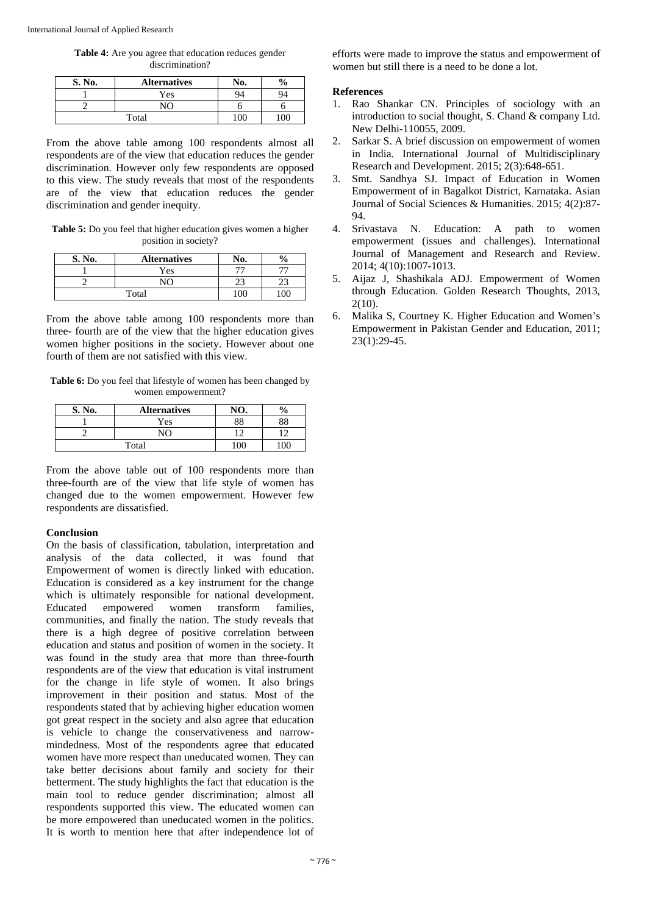**Table 4:** Are you agree that education reduces gender discrimination?

| S. No. | Alternatives | No. | % |
|---|---|---|---|
| 1 | Yes | 94 | 94 |
| 2 | NO | 6 | 6 |
| Total | | 100 | 100 |

From the above table among 100 respondents almost all respondents are of the view that education reduces the gender discrimination. However only few respondents are opposed to this view. The study reveals that most of the respondents are of the view that education reduces the gender discrimination and gender inequity.

**Table 5:** Do you feel that higher education gives women a higher position in society?

| S. No. | Alternatives | No. | % |
|---|---|---|---|
| 1 | Yes | 77 | 77 |
| 2 | NO | 23 | 23 |
| Total | | 100 | 100 |

From the above table among 100 respondents more than three- fourth are of the view that the higher education gives women higher positions in the society. However about one fourth of them are not satisfied with this view.

**Table 6:** Do you feel that lifestyle of women has been changed by women empowerment?

| S. No. | Alternatives | NO. | % |
|---|---|---|---|
| 1 | Yes | 88 | 88 |
| 2 | NO | 12 | 12 |
| Total | | 100 | 100 |

From the above table out of 100 respondents more than three-fourth are of the view that life style of women has changed due to the women empowerment. However few respondents are dissatisfied.

## Conclusion

On the basis of classification, tabulation, interpretation and analysis of the data collected, it was found that Empowerment of women is directly linked with education. Education is considered as a key instrument for the change which is ultimately responsible for national development. Educated empowered women transform families, communities, and finally the nation. The study reveals that there is a high degree of positive correlation between education and status and position of women in the society. It was found in the study area that more than three-fourth respondents are of the view that education is vital instrument for the change in life style of women. It also brings improvement in their position and status. Most of the respondents stated that by achieving higher education women got great respect in the society and also agree that education is vehicle to change the conservativeness and narrow-mindedness. Most of the respondents agree that educated women have more respect than uneducated women. They can take better decisions about family and society for their betterment. The study highlights the fact that education is the main tool to reduce gender discrimination; almost all respondents supported this view. The educated women can be more empowered than uneducated women in the politics. It is worth to mention here that after independence lot of efforts were made to improve the status and empowerment of women but still there is a need to be done a lot.

## References

1. Rao Shankar CN. Principles of sociology with an introduction to social thought, S. Chand & company Ltd. New Delhi-110055, 2009.
2. Sarkar S. A brief discussion on empowerment of women in India. International Journal of Multidisciplinary Research and Development. 2015; 2(3):648-651.
3. Smt. Sandhya SJ. Impact of Education in Women Empowerment of in Bagalkot District, Karnataka. Asian Journal of Social Sciences & Humanities. 2015; 4(2):87-94.
4. Srivastava N. Education: A path to women empowerment (issues and challenges). International Journal of Management and Research and Review. 2014; 4(10):1007-1013.
5. Aijaz J, Shashikala ADJ. Empowerment of Women through Education. Golden Research Thoughts, 2013, 2(10).
6. Malika S, Courtney K. Higher Education and Women's Empowerment in Pakistan Gender and Education, 2011; 23(1):29-45.